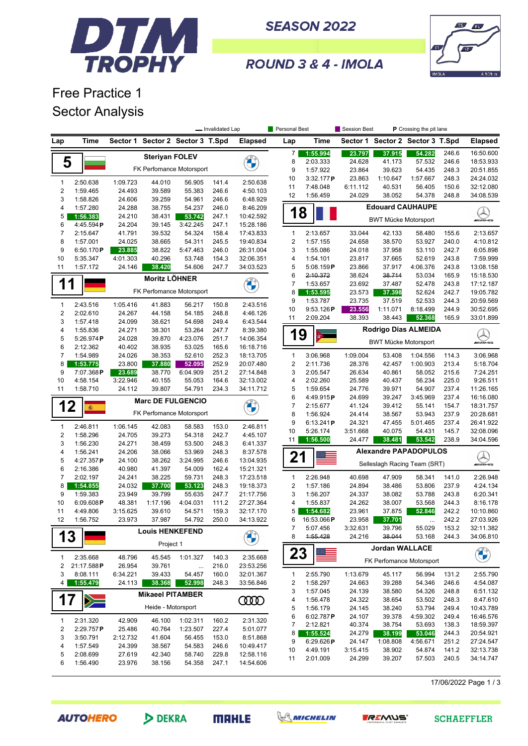# DTM TROPHY

**SEASON 2022**

**ROUND 3 & 4 - IMOLA**

## Free Practice 1
## Sector Analysis

Legend: — Invalidated Lap | Personal Best | Session Best | P Crossing the pit lane

### 5 — Steriyan FOLEV — FK Perfomance Motorsport

| Lap | Time | Sector 1 | Sector 2 | Sector 3 | T.Spd | Elapsed |
|---|---|---|---|---|---|---|
| 1 | 2:50.638 | 1:09.723 | 44.010 | 56.905 | 141.4 | 2:50.638 |
| 2 | 1:59.465 | 24.493 | 39.589 | 55.383 | 246.6 | 4:50.103 |
| 3 | 1:58.826 | 24.606 | 39.259 | 54.961 | 246.6 | 6:48.929 |
| 4 | 1:57.280 | 24.288 | 38.755 | 54.237 | 246.0 | 8:46.209 |
| 5 | 1:56.383 | 24.210 | 38.431 | 53.742 | 247.1 | 10:42.592 |
| 6 | 4:45.594 P | 24.204 | 39.145 | 3:42.245 | 247.1 | 15:28.186 |
| 7 | 2:15.647 | 41.791 | 39.532 | 54.324 | 158.4 | 17:43.833 |
| 8 | 1:57.001 | 24.025 | 38.665 | 54.311 | 245.5 | 19:40.834 |
| 9 | 6:50.170 P | 23.885 | 38.822 | 5:47.463 | 246.0 | 26:31.004 |
| 10 | 5:35.347 | 4:01.303 | 40.296 | 53.748 | 154.3 | 32:06.351 |
| 11 | 1:57.172 | 24.146 | 38.420 | 54.606 | 247.7 | 34:03.523 |

### 11 — Moritz LÖHNER — FK Perfomance Motorsport

| Lap | Time | Sector 1 | Sector 2 | Sector 3 | T.Spd | Elapsed |
|---|---|---|---|---|---|---|
| 1 | 2:43.516 | 1:05.416 | 41.883 | 56.217 | 150.8 | 2:43.516 |
| 2 | 2:02.610 | 24.267 | 44.158 | 54.185 | 248.8 | 4:46.126 |
| 3 | 1:57.418 | 24.099 | 38.621 | 54.698 | 249.4 | 6:43.544 |
| 4 | 1:55.836 | 24.271 | 38.301 | 53.264 | 247.7 | 8:39.380 |
| 5 | 5:26.974 P | 24.028 | 39.870 | 4:23.076 | 251.7 | 14:06.354 |
| 6 | 2:12.362 | 40.402 | 38.935 | 53.025 | 165.6 | 16:18.716 |
| 7 | 1:54.989 | 24.026 | 38.353 | 52.610 | 252.3 | 18:13.705 |
| 8 | 1:53.775 | 23.800 | 37.880 | 52.095 | 252.9 | 20:07.480 |
| 9 | 7:07.368 P | 23.689 | 38.770 | 6:04.909 | 251.2 | 27:14.848 |
| 10 | 4:58.154 | 3:22.946 | 40.155 | 55.053 | 164.6 | 32:13.002 |
| 11 | 1:58.710 | 24.112 | 39.807 | 54.791 | 234.3 | 34:11.712 |

### 12 — Marc DE FULGENCIO — FK Perfomance Motorsport

| Lap | Time | Sector 1 | Sector 2 | Sector 3 | T.Spd | Elapsed |
|---|---|---|---|---|---|---|
| 1 | 2:46.811 | 1:06.145 | 42.083 | 58.583 | 153.0 | 2:46.811 |
| 2 | 1:58.296 | 24.705 | 39.273 | 54.318 | 242.7 | 4:45.107 |
| 3 | 1:56.230 | 24.271 | 38.459 | 53.500 | 248.3 | 6:41.337 |
| 4 | 1:56.241 | 24.206 | 38.066 | 53.969 | 248.3 | 8:37.578 |
| 5 | 4:27.357 P | 24.100 | 38.262 | 3:24.995 | 246.6 | 13:04.935 |
| 6 | 2:16.386 | 40.980 | 41.397 | 54.009 | 162.4 | 15:21.321 |
| 7 | 2:02.197 | 24.241 | 38.225 | 59.731 | 248.3 | 17:23.518 |
| 8 | 1:54.855 | 24.032 | 37.700 | 53.123 | 248.3 | 19:18.373 |
| 9 | 1:59.383 | 23.949 | 39.799 | 55.635 | 247.7 | 21:17.756 |
| 10 | 6:09.608 P | 48.381 | 1:17.196 | 4:04.031 | 111.2 | 27:27.364 |
| 11 | 4:49.806 | 3:15.625 | 39.610 | 54.571 | 159.3 | 32:17.170 |
| 12 | 1:56.752 | 23.973 | 37.987 | 54.792 | 250.0 | 34:13.922 |

### 13 — Louis HENKEFEND — Project 1

| Lap | Time | Sector 1 | Sector 2 | Sector 3 | T.Spd | Elapsed |
|---|---|---|---|---|---|---|
| 1 | 2:35.668 | 48.796 | 45.545 | 1:01.327 | 140.3 | 2:35.668 |
| 2 | 21:17.588 P | 26.954 | 39.761 | ... | 216.0 | 23:53.256 |
| 3 | 8:08.111 | 6:34.221 | 39.433 | 54.457 | 160.0 | 32:01.367 |
| 4 | 1:55.479 | 24.113 | 38.368 | 52.998 | 248.3 | 33:56.846 |

### 17 — Mikaeel PITAMBER — Heide - Motorsport

| Lap | Time | Sector 1 | Sector 2 | Sector 3 | T.Spd | Elapsed |
|---|---|---|---|---|---|---|
| 1 | 2:31.320 | 42.909 | 46.100 | 1:02.311 | 160.2 | 2:31.320 |
| 2 | 2:29.757 P | 25.486 | 40.764 | 1:23.507 | 227.4 | 5:01.077 |
| 3 | 3:50.791 | 2:12.732 | 41.604 | 56.455 | 153.0 | 8:51.868 |
| 4 | 1:57.549 | 24.399 | 38.567 | 54.583 | 246.6 | 10:49.417 |
| 5 | 2:08.699 | 27.619 | 42.340 | 58.740 | 229.8 | 12:58.116 |
| 6 | 1:56.490 | 23.976 | 38.156 | 54.358 | 247.1 | 14:54.606 |
| 7 | 1:55.994 | 23.797 | 37.915 | 54.282 | 246.6 | 16:50.600 |
| 8 | 2:03.333 | 24.628 | 41.173 | 57.532 | 246.6 | 18:53.933 |
| 9 | 1:57.922 | 23.864 | 39.623 | 54.435 | 248.3 | 20:51.855 |
| 10 | 3:32.177 P | 23.863 | 1:10.647 | 1:57.667 | 248.3 | 24:24.032 |
| 11 | 7:48.048 | 6:11.112 | 40.531 | 56.405 | 150.6 | 32:12.080 |
| 12 | 1:56.459 | 24.029 | 38.052 | 54.378 | 248.8 | 34:08.539 |

### 18 — Edouard CAUHAUPE — BWT Mücke Motorsport

| Lap | Time | Sector 1 | Sector 2 | Sector 3 | T.Spd | Elapsed |
|---|---|---|---|---|---|---|
| 1 | 2:13.657 | 33.044 | 42.133 | 58.480 | 155.6 | 2:13.657 |
| 2 | 1:57.155 | 24.658 | 38.570 | 53.927 | 240.0 | 4:10.812 |
| 3 | 1:55.086 | 24.018 | 37.958 | 53.110 | 242.7 | 6:05.898 |
| 4 | 1:54.101 | 23.817 | 37.665 | 52.619 | 243.8 | 7:59.999 |
| 5 | 5:08.159 P | 23.866 | 37.917 | 4:06.376 | 243.8 | 13:08.158 |
| 6 | ~~2:10.372~~ | 38.624 | ~~38.714~~ | 53.034 | 165.9 | 15:18.530 |
| 7 | 1:53.657 | 23.692 | 37.487 | 52.478 | 243.8 | 17:12.187 |
| 8 | 1:53.595 | 23.573 | 37.398 | 52.624 | 242.7 | 19:05.782 |
| 9 | 1:53.787 | 23.735 | 37.519 | 52.533 | 244.3 | 20:59.569 |
| 10 | 9:53.126 P | 23.556 | 1:11.071 | 8:18.499 | 244.9 | 30:52.695 |
| 11 | 2:09.204 | 38.393 | 38.443 | 52.368 | 165.9 | 33:01.899 |

### 19 — Rodrigo Dias ALMEIDA — BWT Mücke Motorsport

| Lap | Time | Sector 1 | Sector 2 | Sector 3 | T.Spd | Elapsed |
|---|---|---|---|---|---|---|
| 1 | 3:06.968 | 1:09.004 | 53.408 | 1:04.556 | 114.3 | 3:06.968 |
| 2 | 2:11.736 | 28.376 | 42.457 | 1:00.903 | 213.4 | 5:18.704 |
| 3 | 2:05.547 | 26.634 | 40.861 | 58.052 | 215.6 | 7:24.251 |
| 4 | 2:02.260 | 25.589 | 40.437 | 56.234 | 225.0 | 9:26.511 |
| 5 | 1:59.654 | 24.776 | 39.971 | 54.907 | 237.4 | 11:26.165 |
| 6 | 4:49.915 P | 24.699 | 39.247 | 3:45.969 | 237.4 | 16:16.080 |
| 7 | 2:15.677 | 41.124 | 39.412 | 55.141 | 154.7 | 18:31.757 |
| 8 | 1:56.924 | 24.414 | 38.567 | 53.943 | 237.9 | 20:28.681 |
| 9 | 6:13.241 P | 24.321 | 47.455 | 5:01.465 | 237.4 | 26:41.922 |
| 10 | 5:26.174 | 3:51.668 | 40.075 | 54.431 | 145.7 | 32:08.096 |
| 11 | 1:56.500 | 24.477 | 38.481 | 53.542 | 238.9 | 34:04.596 |

### 21 — Alexandre PAPADOPULOS — Selleslagh Racing Team (SRT)

| Lap | Time | Sector 1 | Sector 2 | Sector 3 | T.Spd | Elapsed |
|---|---|---|---|---|---|---|
| 1 | 2:26.948 | 40.698 | 47.909 | 58.341 | 141.0 | 2:26.948 |
| 2 | 1:57.186 | 24.894 | 38.486 | 53.806 | 237.9 | 4:24.134 |
| 3 | 1:56.207 | 24.337 | 38.082 | 53.788 | 243.8 | 6:20.341 |
| 4 | 1:55.837 | 24.262 | 38.007 | 53.568 | 244.3 | 8:16.178 |
| 5 | 1:54.682 | 23.961 | 37.875 | 52.846 | 242.2 | 10:10.860 |
| 6 | 16:53.066 P | 23.958 | 37.701 | ... | 242.2 | 27:03.926 |
| 7 | 5:07.456 | 3:32.631 | 39.796 | 55.029 | 153.2 | 32:11.382 |
| 8 | ~~1:55.428~~ | 24.216 | ~~38.044~~ | 53.168 | 244.3 | 34:06.810 |

### 23 — Jordan WALLACE — FK Perfomance Motorsport

| Lap | Time | Sector 1 | Sector 2 | Sector 3 | T.Spd | Elapsed |
|---|---|---|---|---|---|---|
| 1 | 2:55.790 | 1:13.679 | 45.117 | 56.994 | 131.2 | 2:55.790 |
| 2 | 1:58.297 | 24.663 | 39.288 | 54.346 | 246.6 | 4:54.087 |
| 3 | 1:57.045 | 24.139 | 38.580 | 54.326 | 248.8 | 6:51.132 |
| 4 | 1:56.478 | 24.322 | 38.654 | 53.502 | 248.3 | 8:47.610 |
| 5 | 1:56.179 | 24.145 | 38.240 | 53.794 | 249.4 | 10:43.789 |
| 6 | 6:02.787 P | 24.107 | 39.378 | 4:59.302 | 249.4 | 16:46.576 |
| 7 | 2:12.821 | 40.374 | 38.754 | 53.693 | 138.3 | 18:59.397 |
| 8 | 1:55.524 | 24.279 | 38.199 | 53.046 | 244.3 | 20:54.921 |
| 9 | 6:29.626 P | 24.147 | 1:08.808 | 4:56.671 | 251.2 | 27:24.547 |
| 10 | 4:49.191 | 3:15.415 | 38.902 | 54.874 | 141.2 | 32:13.738 |
| 11 | 2:01.009 | 24.299 | 39.207 | 57.503 | 240.5 | 34:14.747 |

17/06/2022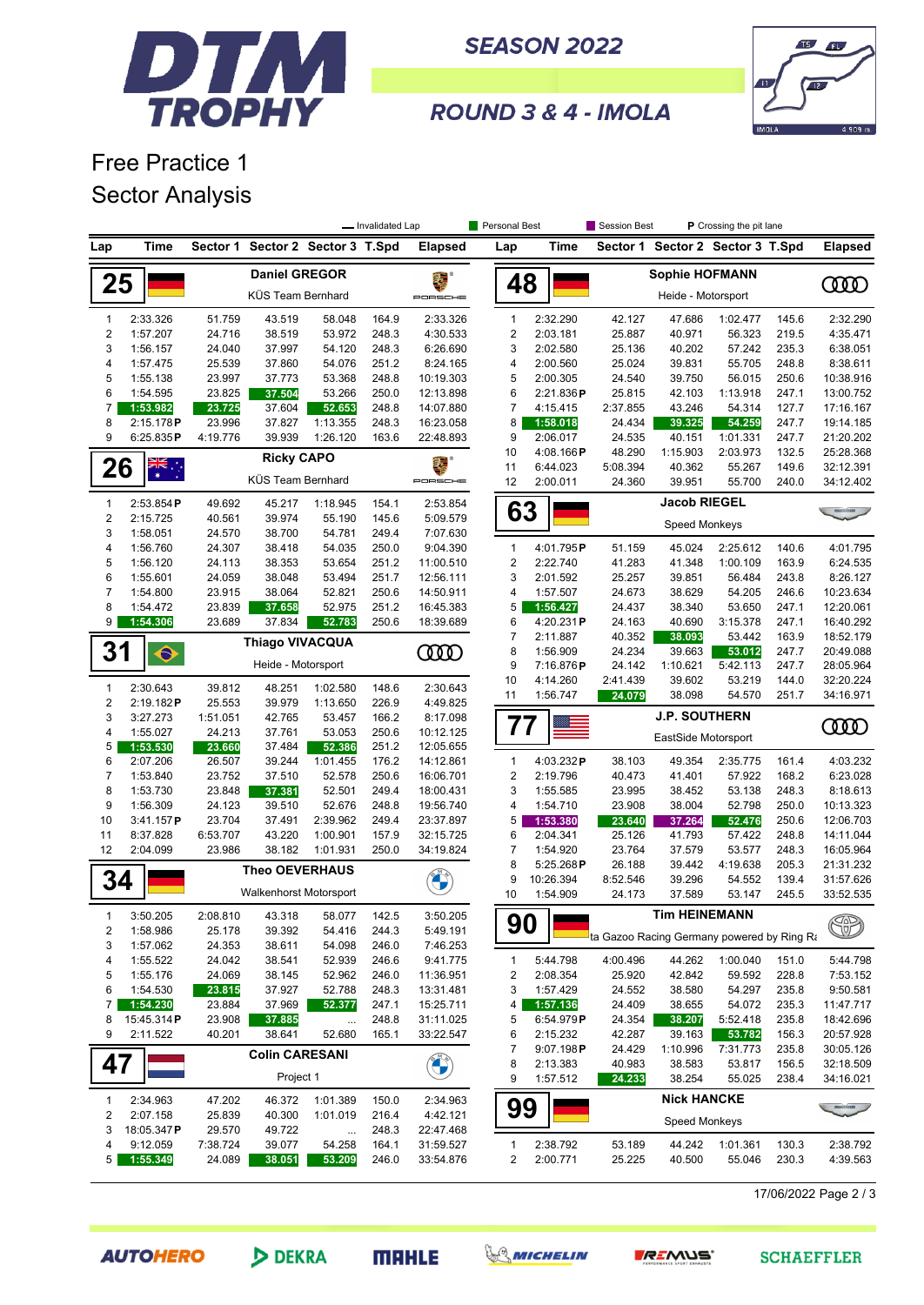# DTM TROPHY

## SEASON 2022

## ROUND 3 & 4 - IMOLA

# Free Practice 1

# Sector Analysis

— Invalidated Lap | Personal Best | Session Best | **P** Crossing the pit lane

### 25 Daniel GREGOR — KÜS Team Bernhard (Porsche)

| Lap | Time | Sector 1 | Sector 2 | Sector 3 | T.Spd | Elapsed |
|---|---|---|---|---|---|---|
| 1 | 2:33.326 | 51.759 | 43.519 | 58.048 | 164.9 | 2:33.326 |
| 2 | 1:57.207 | 24.716 | 38.519 | 53.972 | 248.3 | 4:30.533 |
| 3 | 1:56.157 | 24.040 | 37.997 | 54.120 | 248.3 | 6:26.690 |
| 4 | 1:57.475 | 25.539 | 37.860 | 54.076 | 251.2 | 8:24.165 |
| 5 | 1:55.138 | 23.997 | 37.773 | 53.368 | 248.8 | 10:19.303 |
| 6 | 1:54.595 | 23.825 | 37.504 | 53.266 | 250.0 | 12:13.898 |
| 7 | 1:53.982 | 23.725 | 37.604 | 52.653 | 248.8 | 14:07.880 |
| 8 | 2:15.178 P | 23.996 | 37.827 | 1:13.355 | 248.3 | 16:23.058 |
| 9 | 6:25.835 P | 4:19.776 | 39.939 | 1:26.120 | 163.6 | 22:48.893 |

### 26 Ricky CAPO — KÜS Team Bernhard (Porsche)

| Lap | Time | Sector 1 | Sector 2 | Sector 3 | T.Spd | Elapsed |
|---|---|---|---|---|---|---|
| 1 | 2:53.854 P | 49.692 | 45.217 | 1:18.945 | 154.1 | 2:53.854 |
| 2 | 2:15.725 | 40.561 | 39.974 | 55.190 | 145.6 | 5:09.579 |
| 3 | 1:58.051 | 24.570 | 38.700 | 54.781 | 249.4 | 7:07.630 |
| 4 | 1:56.760 | 24.307 | 38.418 | 54.035 | 250.0 | 9:04.390 |
| 5 | 1:56.120 | 24.113 | 38.353 | 53.654 | 251.2 | 11:00.510 |
| 6 | 1:55.601 | 24.059 | 38.048 | 53.494 | 251.7 | 12:56.111 |
| 7 | 1:54.800 | 23.915 | 38.064 | 52.821 | 250.6 | 14:50.911 |
| 8 | 1:54.472 | 23.839 | 37.658 | 52.975 | 251.2 | 16:45.383 |
| 9 | 1:54.306 | 23.689 | 37.834 | 52.783 | 250.6 | 18:39.689 |

### 31 Thiago VIVACQUA — Heide - Motorsport (Audi)

| Lap | Time | Sector 1 | Sector 2 | Sector 3 | T.Spd | Elapsed |
|---|---|---|---|---|---|---|
| 1 | 2:30.643 | 39.812 | 48.251 | 1:02.580 | 148.6 | 2:30.643 |
| 2 | 2:19.182 P | 25.553 | 39.979 | 1:13.650 | 226.9 | 4:49.825 |
| 3 | 3:27.273 | 1:51.051 | 42.765 | 53.457 | 166.2 | 8:17.098 |
| 4 | 1:55.027 | 24.213 | 37.761 | 53.053 | 250.6 | 10:12.125 |
| 5 | 1:53.530 | 23.660 | 37.484 | 52.386 | 251.2 | 12:05.655 |
| 6 | 2:07.206 | 26.507 | 39.244 | 1:01.455 | 176.2 | 14:12.861 |
| 7 | 1:53.840 | 23.752 | 37.510 | 52.578 | 250.6 | 16:06.701 |
| 8 | 1:53.730 | 23.848 | 37.381 | 52.501 | 249.4 | 18:00.431 |
| 9 | 1:56.309 | 24.123 | 39.510 | 52.676 | 248.8 | 19:56.740 |
| 10 | 3:41.157 P | 23.704 | 37.491 | 2:39.962 | 249.4 | 23:37.897 |
| 11 | 8:37.828 | 6:53.707 | 43.220 | 1:00.901 | 157.9 | 32:15.725 |
| 12 | 2:04.099 | 23.986 | 38.182 | 1:01.931 | 250.0 | 34:19.824 |

### 34 Theo OEVERHAUS — Walkenhorst Motorsport (BMW)

| Lap | Time | Sector 1 | Sector 2 | Sector 3 | T.Spd | Elapsed |
|---|---|---|---|---|---|---|
| 1 | 3:50.205 | 2:08.810 | 43.318 | 58.077 | 142.5 | 3:50.205 |
| 2 | 1:58.986 | 25.178 | 39.392 | 54.416 | 244.3 | 5:49.191 |
| 3 | 1:57.062 | 24.353 | 38.611 | 54.098 | 246.0 | 7:46.253 |
| 4 | 1:55.522 | 24.042 | 38.541 | 52.939 | 246.6 | 9:41.775 |
| 5 | 1:55.176 | 24.069 | 38.145 | 52.962 | 246.0 | 11:36.951 |
| 6 | 1:54.530 | 23.815 | 37.927 | 52.788 | 248.3 | 13:31.481 |
| 7 | 1:54.230 | 23.884 | 37.969 | 52.377 | 247.1 | 15:25.711 |
| 8 | 15:45.314 P | 23.908 | 37.885 | ... | 248.8 | 31:11.025 |
| 9 | 2:11.522 | 40.201 | 38.641 | 52.680 | 165.1 | 33:22.547 |

### 47 Colin CARESANI — Project 1 (BMW)

| Lap | Time | Sector 1 | Sector 2 | Sector 3 | T.Spd | Elapsed |
|---|---|---|---|---|---|---|
| 1 | 2:34.963 | 47.202 | 46.372 | 1:01.389 | 150.0 | 2:34.963 |
| 2 | 2:07.158 | 25.839 | 40.300 | 1:01.019 | 216.4 | 4:42.121 |
| 3 | 18:05.347 P | 29.570 | 49.722 | ... | 248.3 | 22:47.468 |
| 4 | 9:12.059 | 7:38.724 | 39.077 | 54.258 | 164.1 | 31:59.527 |
| 5 | 1:55.349 | 24.089 | 38.051 | 53.209 | 246.0 | 33:54.876 |

### 48 Sophie HOFMANN — Heide - Motorsport (Audi)

| Lap | Time | Sector 1 | Sector 2 | Sector 3 | T.Spd | Elapsed |
|---|---|---|---|---|---|---|
| 1 | 2:32.290 | 42.127 | 47.686 | 1:02.477 | 145.6 | 2:32.290 |
| 2 | 2:03.181 | 25.887 | 40.971 | 56.323 | 219.5 | 4:35.471 |
| 3 | 2:02.580 | 25.136 | 40.202 | 57.242 | 235.3 | 6:38.051 |
| 4 | 2:00.560 | 25.024 | 39.831 | 55.705 | 248.8 | 8:38.611 |
| 5 | 2:00.305 | 24.540 | 39.750 | 56.015 | 250.6 | 10:38.916 |
| 6 | 2:21.836 P | 25.815 | 42.103 | 1:13.918 | 247.1 | 13:00.752 |
| 7 | 4:15.415 | 2:37.855 | 43.246 | 54.314 | 127.7 | 17:16.167 |
| 8 | 1:58.018 | 24.434 | 39.325 | 54.259 | 247.7 | 19:14.185 |
| 9 | 2:06.017 | 24.535 | 40.151 | 1:01.331 | 247.7 | 21:20.202 |
| 10 | 4:08.166 P | 48.290 | 1:15.903 | 2:03.973 | 132.5 | 25:28.368 |
| 11 | 6:44.023 | 5:08.394 | 40.362 | 55.267 | 149.6 | 32:12.391 |
| 12 | 2:00.011 | 24.360 | 39.951 | 55.700 | 240.0 | 34:12.402 |

### 63 Jacob RIEGEL — Speed Monkeys (Aston Martin)

| Lap | Time | Sector 1 | Sector 2 | Sector 3 | T.Spd | Elapsed |
|---|---|---|---|---|---|---|
| 1 | 4:01.795 P | 51.159 | 45.024 | 2:25.612 | 140.6 | 4:01.795 |
| 2 | 2:22.740 | 41.283 | 41.348 | 1:00.109 | 163.9 | 6:24.535 |
| 3 | 2:01.592 | 25.257 | 39.851 | 56.484 | 243.8 | 8:26.127 |
| 4 | 1:57.507 | 24.673 | 38.629 | 54.205 | 246.6 | 10:23.634 |
| 5 | 1:56.427 | 24.437 | 38.340 | 53.650 | 247.1 | 12:20.061 |
| 6 | 4:20.231 P | 24.163 | 40.690 | 3:15.378 | 247.1 | 16:40.292 |
| 7 | 2:11.887 | 40.352 | 38.093 | 53.442 | 163.9 | 18:52.179 |
| 8 | 1:56.909 | 24.234 | 39.663 | 53.012 | 247.7 | 20:49.088 |
| 9 | 7:16.876 P | 24.142 | 1:10.621 | 5:42.113 | 247.7 | 28:05.964 |
| 10 | 4:14.260 | 2:41.439 | 39.602 | 53.219 | 144.0 | 32:20.224 |
| 11 | 1:56.747 | 24.079 | 38.098 | 54.570 | 251.7 | 34:16.971 |

### 77 J.P. SOUTHERN — EastSide Motorsport (Audi)

| Lap | Time | Sector 1 | Sector 2 | Sector 3 | T.Spd | Elapsed |
|---|---|---|---|---|---|---|
| 1 | 4:03.232 P | 38.103 | 49.354 | 2:35.775 | 161.4 | 4:03.232 |
| 2 | 2:19.796 | 40.473 | 41.401 | 57.922 | 168.2 | 6:23.028 |
| 3 | 1:55.585 | 23.995 | 38.452 | 53.138 | 248.3 | 8:18.613 |
| 4 | 1:54.710 | 23.908 | 38.004 | 52.798 | 250.0 | 10:13.323 |
| 5 | 1:53.380 | 23.640 | 37.264 | 52.476 | 250.6 | 12:06.703 |
| 6 | 2:04.341 | 25.126 | 41.793 | 57.422 | 248.8 | 14:11.044 |
| 7 | 1:54.920 | 23.764 | 37.579 | 53.577 | 248.3 | 16:05.964 |
| 8 | 5:25.268 P | 26.188 | 39.442 | 4:19.638 | 205.3 | 21:31.232 |
| 9 | 10:26.394 | 8:52.546 | 39.296 | 54.552 | 139.4 | 31:57.626 |
| 10 | 1:54.909 | 24.173 | 37.589 | 53.147 | 245.5 | 33:52.535 |

### 90 Tim HEINEMANN — Toyota Gazoo Racing Germany powered by Ring Racing (Toyota)

| Lap | Time | Sector 1 | Sector 2 | Sector 3 | T.Spd | Elapsed |
|---|---|---|---|---|---|---|
| 1 | 5:44.798 | 4:00.496 | 44.262 | 1:00.040 | 151.0 | 5:44.798 |
| 2 | 2:08.354 | 25.920 | 42.842 | 59.592 | 228.8 | 7:53.152 |
| 3 | 1:57.429 | 24.552 | 38.580 | 54.297 | 235.8 | 9:50.581 |
| 4 | 1:57.136 | 24.409 | 38.655 | 54.072 | 235.3 | 11:47.717 |
| 5 | 6:54.979 P | 24.354 | 38.207 | 5:52.418 | 235.8 | 18:42.696 |
| 6 | 2:15.232 | 42.287 | 39.163 | 53.782 | 156.3 | 20:57.928 |
| 7 | 9:07.198 P | 24.429 | 1:10.996 | 7:31.773 | 235.8 | 30:05.126 |
| 8 | 2:13.383 | 40.983 | 38.583 | 53.817 | 156.5 | 32:18.509 |
| 9 | 1:57.512 | 24.233 | 38.254 | 55.025 | 238.4 | 34:16.021 |

### 99 Nick HANCKE — Speed Monkeys (Aston Martin)

| Lap | Time | Sector 1 | Sector 2 | Sector 3 | T.Spd | Elapsed |
|---|---|---|---|---|---|---|
| 1 | 2:38.792 | 53.189 | 44.242 | 1:01.361 | 130.3 | 2:38.792 |
| 2 | 2:00.771 | 25.225 | 40.500 | 55.046 | 230.3 | 4:39.563 |

17/06/2022 Page 2 / 3

AUTOHERO · DEKRA · MAHLE · MICHELIN · REMUS · SCHAEFFLER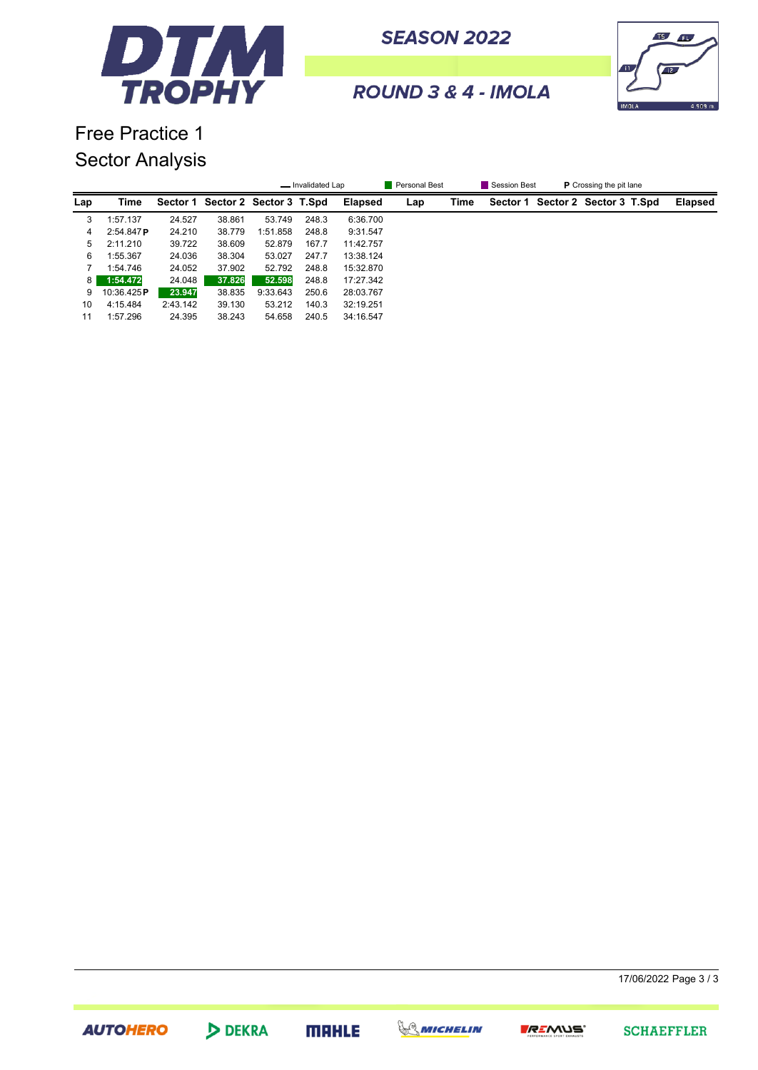SEASON 2022

ROUND 3 & 4 - IMOLA

# Free Practice 1
## Sector Analysis

— Invalidated Lap | Personal Best | Session Best | **P** Crossing the pit lane

| Lap | Time | Sector 1 | Sector 2 | Sector 3 | T.Spd | Elapsed | Lap | Time | Sector 1 | Sector 2 | Sector 3 | T.Spd | Elapsed |
|---|---|---|---|---|---|---|---|---|---|---|---|---|---|
| 3 | 1:57.137 | 24.527 | 38.861 | 53.749 | 248.3 | 6:36.700 | | | | | | | |
| 4 | 2:54.847 **P** | 24.210 | 38.779 | 1:51.858 | 248.8 | 9:31.547 | | | | | | | |
| 5 | 2:11.210 | 39.722 | 38.609 | 52.879 | 167.7 | 11:42.757 | | | | | | | |
| 6 | 1:55.367 | 24.036 | 38.304 | 53.027 | 247.7 | 13:38.124 | | | | | | | |
| 7 | 1:54.746 | 24.052 | 37.902 | 52.792 | 248.8 | 15:32.870 | | | | | | | |
| 8 | 1:54.472 | 24.048 | 37.826 | 52.598 | 248.8 | 17:27.342 | | | | | | | |
| 9 | 10:36.425 **P** | 23.947 | 38.835 | 9:33.643 | 250.6 | 28:03.767 | | | | | | | |
| 10 | 4:15.484 | 2:43.142 | 39.130 | 53.212 | 140.3 | 32:19.251 | | | | | | | |
| 11 | 1:57.296 | 24.395 | 38.243 | 54.658 | 240.5 | 34:16.547 | | | | | | | |

17/06/2022 Page 3 / 3

AUTOHERO DEKRA MAHLE MICHELIN REMUS SCHAEFFLER